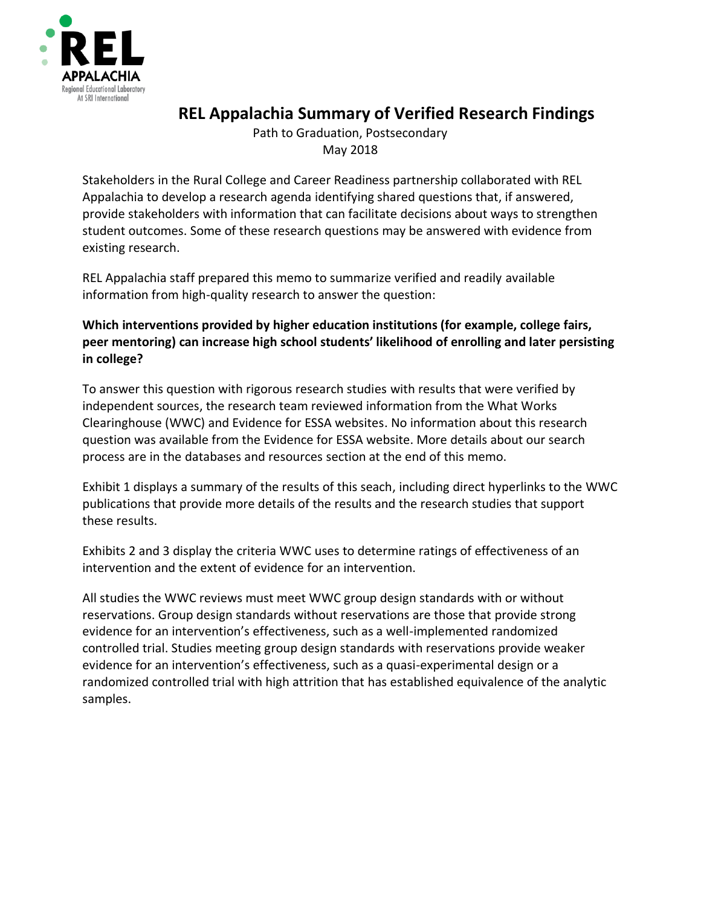REL APPALACHIA
Regional Educational Laboratory
At SRI International

# REL Appalachia Summary of Verified Research Findings

Path to Graduation, Postsecondary
May 2018

Stakeholders in the Rural College and Career Readiness partnership collaborated with REL Appalachia to develop a research agenda identifying shared questions that, if answered, provide stakeholders with information that can facilitate decisions about ways to strengthen student outcomes. Some of these research questions may be answered with evidence from existing research.

REL Appalachia staff prepared this memo to summarize verified and readily available information from high-quality research to answer the question:

**Which interventions provided by higher education institutions (for example, college fairs, peer mentoring) can increase high school students' likelihood of enrolling and later persisting in college?**

To answer this question with rigorous research studies with results that were verified by independent sources, the research team reviewed information from the What Works Clearinghouse (WWC) and Evidence for ESSA websites. No information about this research question was available from the Evidence for ESSA website. More details about our search process are in the databases and resources section at the end of this memo.

Exhibit 1 displays a summary of the results of this seach, including direct hyperlinks to the WWC publications that provide more details of the results and the research studies that support these results.

Exhibits 2 and 3 display the criteria WWC uses to determine ratings of effectiveness of an intervention and the extent of evidence for an intervention.

All studies the WWC reviews must meet WWC group design standards with or without reservations. Group design standards without reservations are those that provide strong evidence for an intervention's effectiveness, such as a well-implemented randomized controlled trial. Studies meeting group design standards with reservations provide weaker evidence for an intervention's effectiveness, such as a quasi-experimental design or a randomized controlled trial with high attrition that has established equivalence of the analytic samples.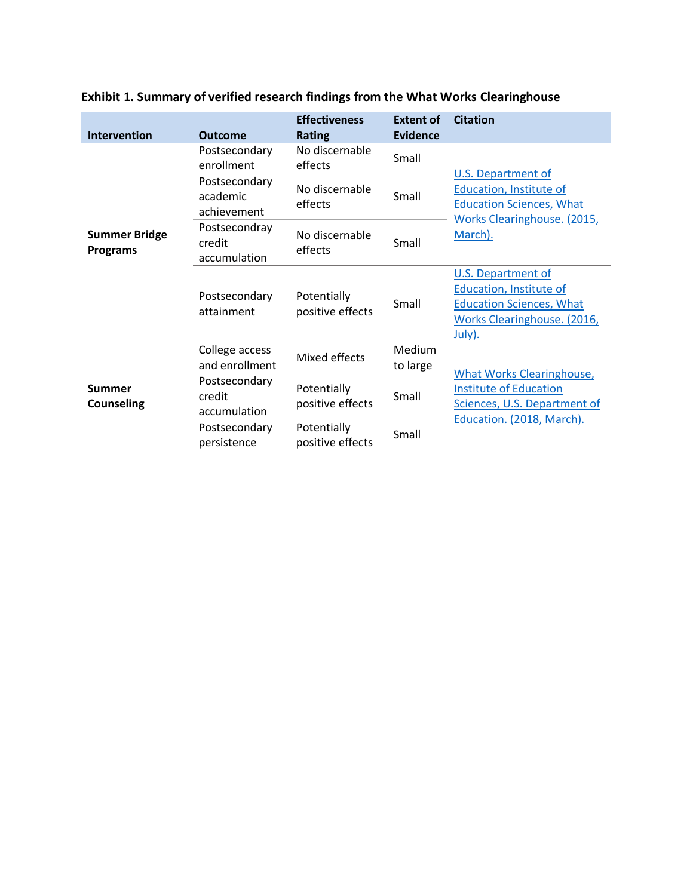**Exhibit 1. Summary of verified research findings from the What Works Clearinghouse**

| Intervention | Outcome | Effectiveness Rating | Extent of Evidence | Citation |
|---|---|---|---|---|
| **Summer Bridge Programs** | Postsecondary enrollment | No discernable effects | Small | U.S. Department of Education, Institute of Education Sciences, What Works Clearinghouse. (2015, March). |
| | Postsecondary academic achievement | No discernable effects | Small | |
| | Postsecondray credit accumulation | No discernable effects | Small | |
| | Postsecondary attainment | Potentially positive effects | Small | U.S. Department of Education, Institute of Education Sciences, What Works Clearinghouse. (2016, July). |
| **Summer Counseling** | College access and enrollment | Mixed effects | Medium to large | What Works Clearinghouse, Institute of Education Sciences, U.S. Department of Education. (2018, March). |
| | Postsecondary credit accumulation | Potentially positive effects | Small | |
| | Postsecondary persistence | Potentially positive effects | Small | |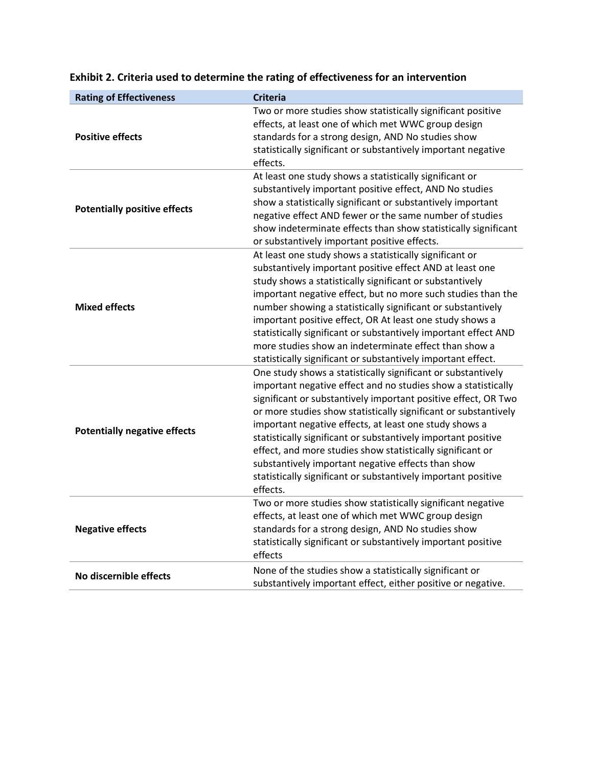**Exhibit 2. Criteria used to determine the rating of effectiveness for an intervention**

| Rating of Effectiveness | Criteria |
|---|---|
| **Positive effects** | Two or more studies show statistically significant positive effects, at least one of which met WWC group design standards for a strong design, AND No studies show statistically significant or substantively important negative effects. |
| **Potentially positive effects** | At least one study shows a statistically significant or substantively important positive effect, AND No studies show a statistically significant or substantively important negative effect AND fewer or the same number of studies show indeterminate effects than show statistically significant or substantively important positive effects. |
| **Mixed effects** | At least one study shows a statistically significant or substantively important positive effect AND at least one study shows a statistically significant or substantively important negative effect, but no more such studies than the number showing a statistically significant or substantively important positive effect, OR At least one study shows a statistically significant or substantively important effect AND more studies show an indeterminate effect than show a statistically significant or substantively important effect. |
| **Potentially negative effects** | One study shows a statistically significant or substantively important negative effect and no studies show a statistically significant or substantively important positive effect, OR Two or more studies show statistically significant or substantively important negative effects, at least one study shows a statistically significant or substantively important positive effect, and more studies show statistically significant or substantively important negative effects than show statistically significant or substantively important positive effects. |
| **Negative effects** | Two or more studies show statistically significant negative effects, at least one of which met WWC group design standards for a strong design, AND No studies show statistically significant or substantively important positive effects |
| **No discernible effects** | None of the studies show a statistically significant or substantively important effect, either positive or negative. |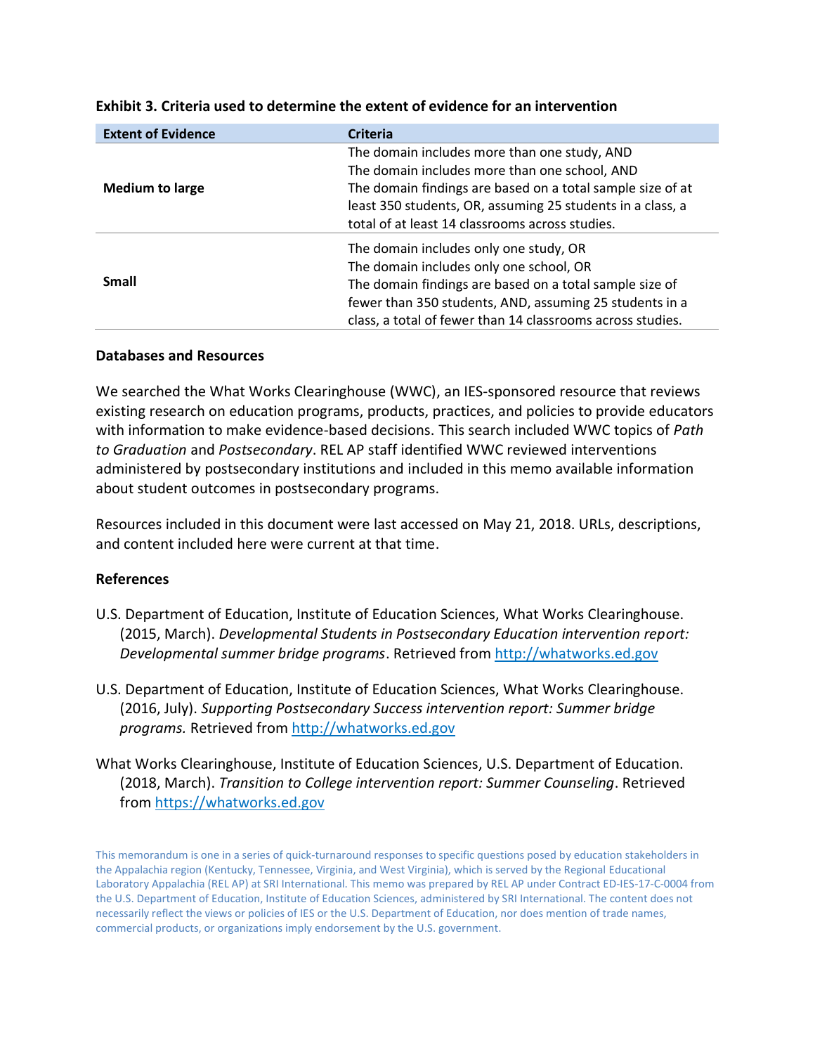**Exhibit 3. Criteria used to determine the extent of evidence for an intervention**

| Extent of Evidence | Criteria |
|---|---|
| **Medium to large** | The domain includes more than one study, AND<br>The domain includes more than one school, AND<br>The domain findings are based on a total sample size of at least 350 students, OR, assuming 25 students in a class, a total of at least 14 classrooms across studies. |
| **Small** | The domain includes only one study, OR<br>The domain includes only one school, OR<br>The domain findings are based on a total sample size of fewer than 350 students, AND, assuming 25 students in a class, a total of fewer than 14 classrooms across studies. |

**Databases and Resources**

We searched the What Works Clearinghouse (WWC), an IES-sponsored resource that reviews existing research on education programs, products, practices, and policies to provide educators with information to make evidence-based decisions. This search included WWC topics of *Path to Graduation* and *Postsecondary*. REL AP staff identified WWC reviewed interventions administered by postsecondary institutions and included in this memo available information about student outcomes in postsecondary programs.

Resources included in this document were last accessed on May 21, 2018. URLs, descriptions, and content included here were current at that time.

**References**

U.S. Department of Education, Institute of Education Sciences, What Works Clearinghouse. (2015, March). *Developmental Students in Postsecondary Education intervention report: Developmental summer bridge programs*. Retrieved from http://whatworks.ed.gov

U.S. Department of Education, Institute of Education Sciences, What Works Clearinghouse. (2016, July). *Supporting Postsecondary Success intervention report: Summer bridge programs.* Retrieved from http://whatworks.ed.gov

What Works Clearinghouse, Institute of Education Sciences, U.S. Department of Education. (2018, March). *Transition to College intervention report: Summer Counseling*. Retrieved from https://whatworks.ed.gov

This memorandum is one in a series of quick-turnaround responses to specific questions posed by education stakeholders in the Appalachia region (Kentucky, Tennessee, Virginia, and West Virginia), which is served by the Regional Educational Laboratory Appalachia (REL AP) at SRI International. This memo was prepared by REL AP under Contract ED-IES-17-C-0004 from the U.S. Department of Education, Institute of Education Sciences, administered by SRI International. The content does not necessarily reflect the views or policies of IES or the U.S. Department of Education, nor does mention of trade names, commercial products, or organizations imply endorsement by the U.S. government.